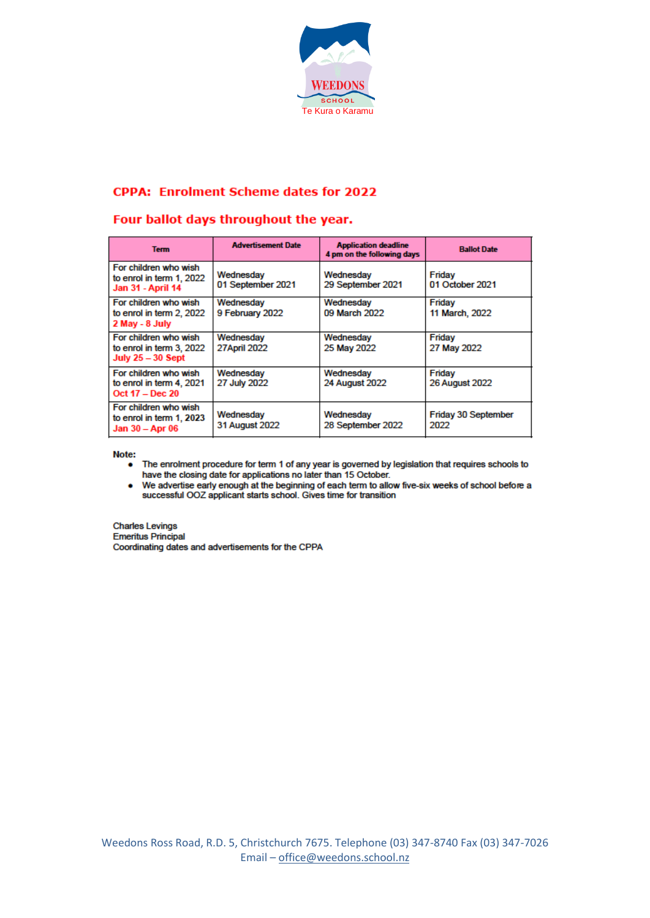WEEDONS SCHOOL

Te Kura o Karamu

## CPPA: Enrolment Scheme dates for 2022

## Four ballot days throughout the year.

| Term | Advertisement Date | Application deadline 4 pm on the following days | Ballot Date |
|---|---|---|---|
| For children who wish to enrol in term 1, 2022 **Jan 31 - April 14** | Wednesday 01 September 2021 | Wednesday 29 September 2021 | Friday 01 October 2021 |
| For children who wish to enrol in term 2, 2022 **2 May - 8 July** | Wednesday 9 February 2022 | Wednesday 09 March 2022 | Friday 11 March, 2022 |
| For children who wish to enrol in term 3, 2022 **July 25 – 30 Sept** | Wednesday 27April 2022 | Wednesday 25 May 2022 | Friday 27 May 2022 |
| For children who wish to enrol in term 4, 2021 **Oct 17 – Dec 20** | Wednesday 27 July 2022 | Wednesday 24 August 2022 | Friday 26 August 2022 |
| For children who wish to enrol in term 1, 2023 **Jan 30 – Apr 06** | Wednesday 31 August 2022 | Wednesday 28 September 2022 | Friday 30 September 2022 |

**Note:**

- The enrolment procedure for term 1 of any year is governed by legislation that requires schools to have the closing date for applications no later than 15 October.
- We advertise early enough at the beginning of each term to allow five-six weeks of school before a successful OOZ applicant starts school. Gives time for transition

Charles Levings
Emeritus Principal
Coordinating dates and advertisements for the CPPA

Weedons Ross Road, R.D. 5, Christchurch 7675. Telephone (03) 347-8740 Fax (03) 347-7026
Email – office@weedons.school.nz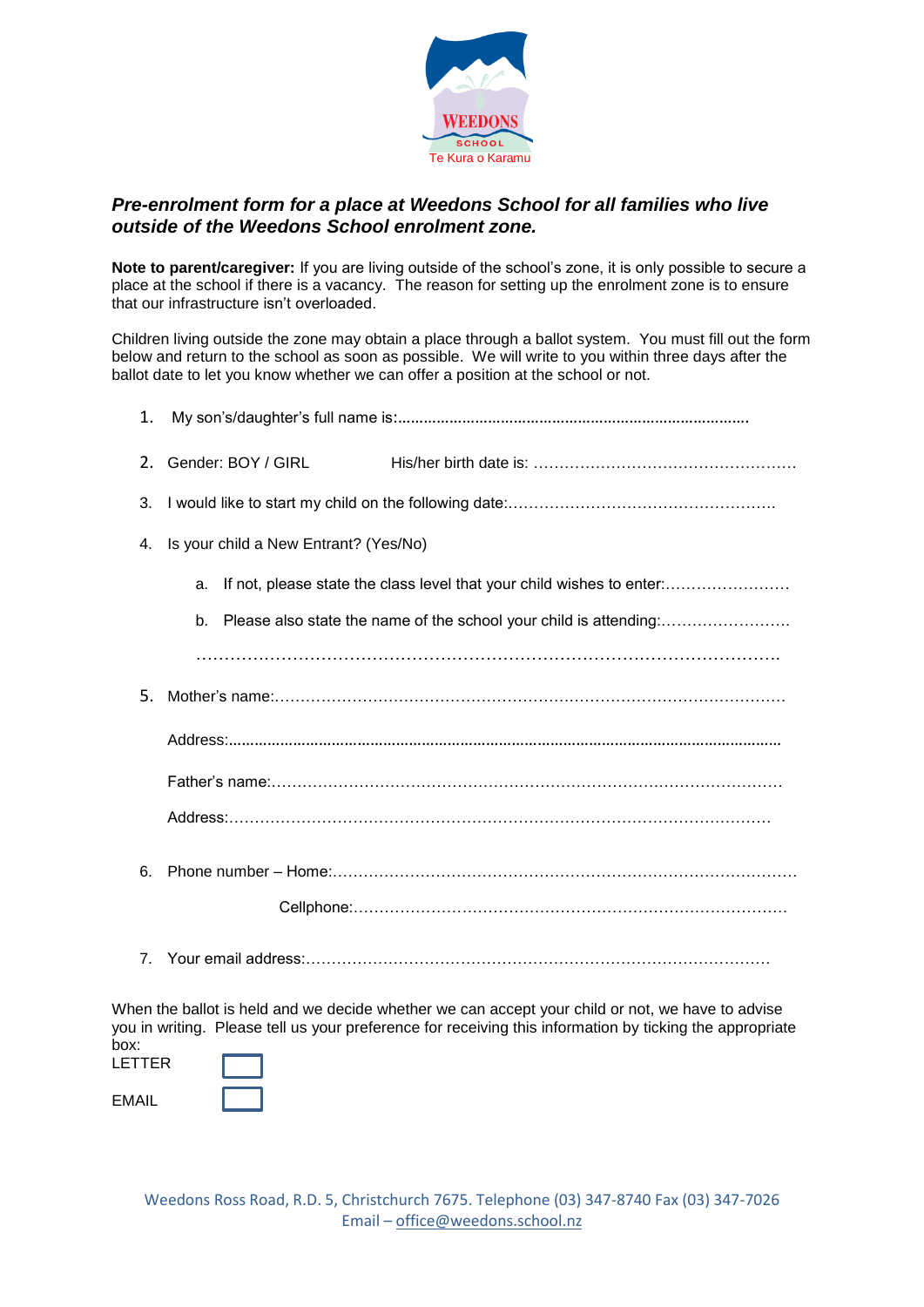WEEDONS SCHOOL
Te Kura o Karamu

***Pre-enrolment form for a place at Weedons School for all families who live outside of the Weedons School enrolment zone.***

**Note to parent/caregiver:** If you are living outside of the school's zone, it is only possible to secure a place at the school if there is a vacancy. The reason for setting up the enrolment zone is to ensure that our infrastructure isn't overloaded.

Children living outside the zone may obtain a place through a ballot system. You must fill out the form below and return to the school as soon as possible. We will write to you within three days after the ballot date to let you know whether we can offer a position at the school or not.

1. My son's/daughter's full name is:..................................................................................

2. Gender: BOY / GIRL His/her birth date is: ……………………………………………

3. I would like to start my child on the following date:…………………………………………….

4. Is your child a New Entrant? (Yes/No)

   a. If not, please state the class level that your child wishes to enter:……………………

   b. Please also state the name of the school your child is attending:…………………….

   ………………………………………………………………………………………….

5. Mother's name:……………………………………………………………………………………

   Address:................................................................................................................................

   Father's name:……………………………………………………………………………………

   Address:…………………………………………………………………………………………

6. Phone number – Home:………………………………………………………………………………

   Cellphone:…………………………………………………………………………

7. Your email address:……………………………………………………………………………

When the ballot is held and we decide whether we can accept your child or not, we have to advise you in writing. Please tell us your preference for receiving this information by ticking the appropriate box:

LETTER ☐

EMAIL ☐

Weedons Ross Road, R.D. 5, Christchurch 7675. Telephone (03) 347-8740 Fax (03) 347-7026
Email – office@weedons.school.nz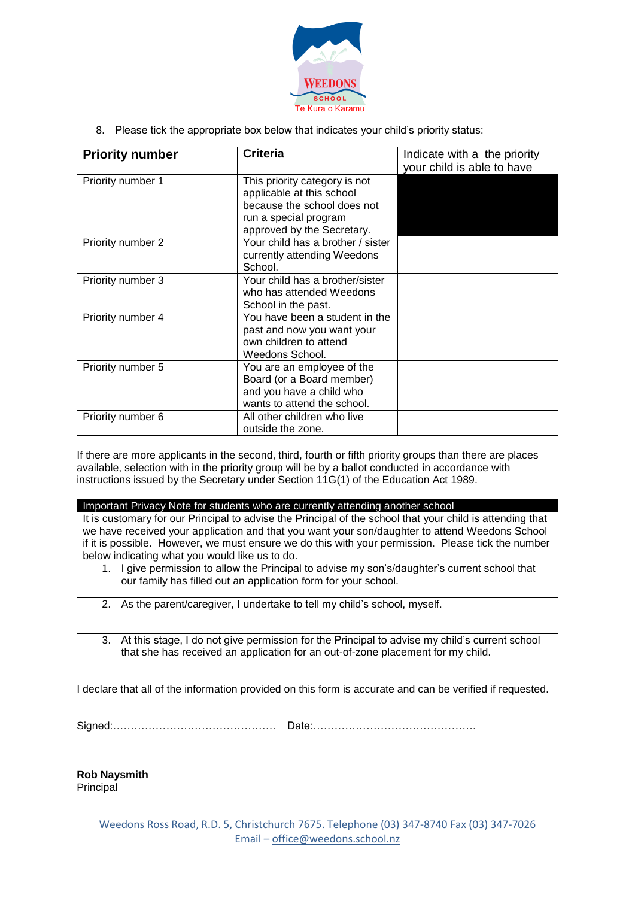WEEDONS SCHOOL

Te Kura o Karamu

8. Please tick the appropriate box below that indicates your child's priority status:

| Priority number | Criteria | Indicate with a the priority your child is able to have |
|---|---|---|
| Priority number 1 | This priority category is not applicable at this school because the school does not run a special program approved by the Secretary. | |
| Priority number 2 | Your child has a brother / sister currently attending Weedons School. | |
| Priority number 3 | Your child has a brother/sister who has attended Weedons School in the past. | |
| Priority number 4 | You have been a student in the past and now you want your own children to attend Weedons School. | |
| Priority number 5 | You are an employee of the Board (or a Board member) and you have a child who wants to attend the school. | |
| Priority number 6 | All other children who live outside the zone. | |

If there are more applicants in the second, third, fourth or fifth priority groups than there are places available, selection with in the priority group will be by a ballot conducted in accordance with instructions issued by the Secretary under Section 11G(1) of the Education Act 1989.

| Important Privacy Note for students who are currently attending another school |
|---|
| It is customary for our Principal to advise the Principal of the school that your child is attending that we have received your application and that you want your son/daughter to attend Weedons School if it is possible. However, we must ensure we do this with your permission. Please tick the number below indicating what you would like us to do. |
| 1. I give permission to allow the Principal to advise my son's/daughter's current school that our family has filled out an application form for your school. |
| 2. As the parent/caregiver, I undertake to tell my child's school, myself. |
| 3. At this stage, I do not give permission for the Principal to advise my child's current school that she has received an application for an out-of-zone placement for my child. |

I declare that all of the information provided on this form is accurate and can be verified if requested.

Signed:………………………………………. Date:……………………………………….

**Rob Naysmith**
Principal

Weedons Ross Road, R.D. 5, Christchurch 7675. Telephone (03) 347-8740 Fax (03) 347-7026
Email – office@weedons.school.nz